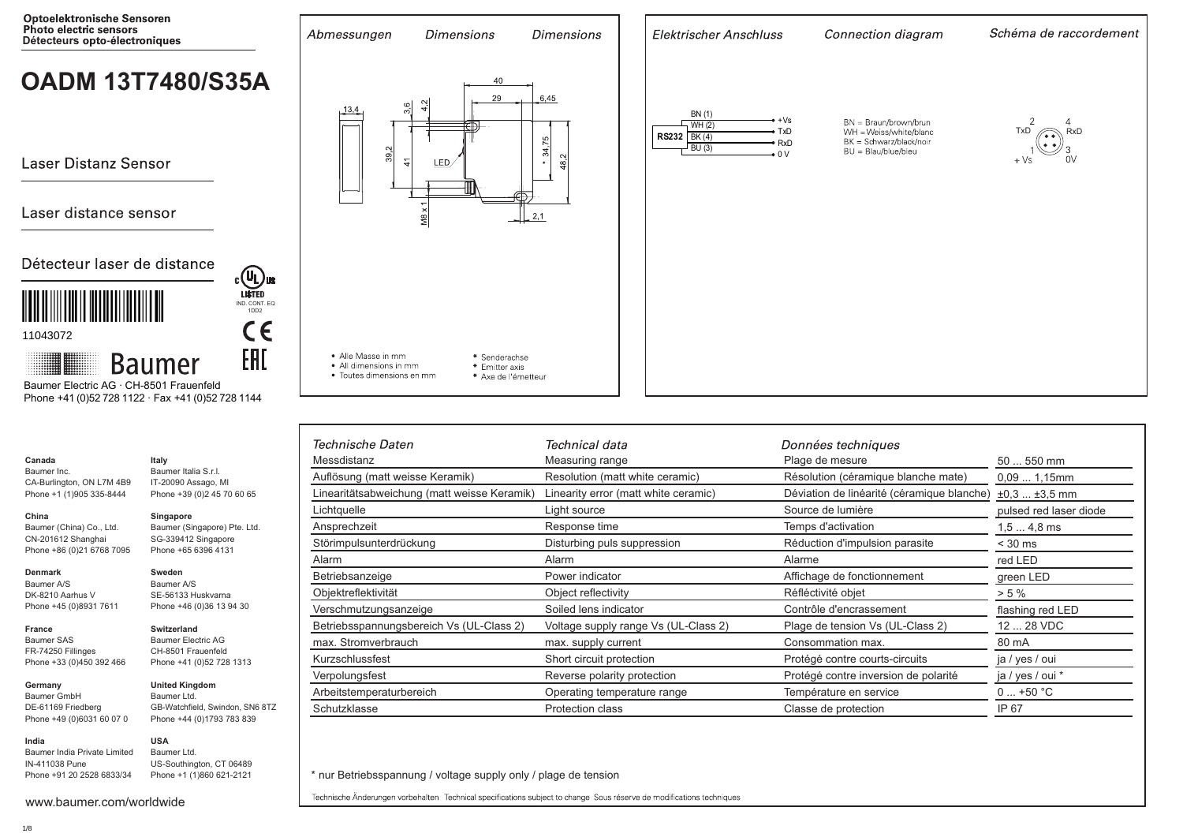**Optoelektronische Sensoren**
**Photo electric sensors**
**Détecteurs opto-électroniques**

# OADM 13T7480/S35A

Laser Distanz Sensor

Laser distance sensor

Détecteur laser de distance

11043072

Baumer

Baumer Electric AG · CH-8501 Frauenfeld
Phone +41 (0)52 728 1122 · Fax +41 (0)52 728 1144

## *Abmessungen* *Dimensions* *Dimensions*

- Alle Masse in mm
- All dimensions in mm
- Toutes dimensions en mm

\* Senderachse
\* Emitter axis
\* Axe de l'émetteur

## *Elektrischer Anschluss* *Connection diagram* *Schéma de raccordement*

RS232

- BN (1) → +Vs
- WH (2) → TxD
- BK (4) → RxD
- BU (3) → 0 V

BN = Braun/brown/brun
WH = Weiss/white/blanc
BK = Schwarz/black/noir
BU = Blau/blue/bleu

2 TxD, 4 RxD, 1 + Vs, 3 0V

| *Technische Daten* | *Technical data* | *Données techniques* | |
|---|---|---|---|
| Messdistanz | Measuring range | Plage de mesure | 50 ... 550 mm |
| Auflösung (matt weisse Keramik) | Resolution (matt white ceramic) | Résolution (céramique blanche mate) | 0,09 ... 1,15mm |
| Linearitätsabweichung (matt weisse Keramik) | Linearity error (matt white ceramic) | Déviation de linéarité (céramique blanche) | ±0,3 ... ±3,5 mm |
| Lichtquelle | Light source | Source de lumière | pulsed red laser diode |
| Ansprechzeit | Response time | Temps d'activation | 1,5 ... 4,8 ms |
| Störimpulsunterdrückung | Disturbing puls suppression | Réduction d'impulsion parasite | < 30 ms |
| Alarm | Alarm | Alarme | red LED |
| Betriebsanzeige | Power indicator | Affichage de fonctionnement | green LED |
| Objektreflektivität | Object reflectivity | Réfléctivité objet | > 5 % |
| Verschmutzungsanzeige | Soiled lens indicator | Contrôle d'encrassement | flashing red LED |
| Betriebsspannungsbereich Vs (UL-Class 2) | Voltage supply range Vs (UL-Class 2) | Plage de tension Vs (UL-Class 2) | 12 ... 28 VDC |
| max. Stromverbrauch | max. supply current | Consommation max. | 80 mA |
| Kurzschlussfest | Short circuit protection | Protégé contre courts-circuits | ja / yes / oui |
| Verpolungsfest | Reverse polarity protection | Protégé contre inversion de polarité | ja / yes / oui * |
| Arbeitstemperaturbereich | Operating temperature range | Température en service | 0 ... +50 °C |
| Schutzklasse | Protection class | Classe de protection | IP 67 |

\* nur Betriebsspannung / voltage supply only / plage de tension

Technische Änderungen vorbehalten Technical specifications subject to change Sous réserve de modifications techniques

**Canada**
Baumer Inc.
CA-Burlington, ON L7M 4B9
Phone +1 (1)905 335-8444

**Italy**
Baumer Italia S.r.l.
IT-20090 Assago, MI
Phone +39 (0)2 45 70 60 65

**China**
Baumer (China) Co., Ltd.
CN-201612 Shanghai
Phone +86 (0)21 6768 7095

**Singapore**
Baumer (Singapore) Pte. Ltd.
SG-339412 Singapore
Phone +65 6396 4131

**Denmark**
Baumer A/S
DK-8210 Aarhus V
Phone +45 (0)8931 7611

**Sweden**
Baumer A/S
SE-56133 Huskvarna
Phone +46 (0)36 13 94 30

**France**
Baumer SAS
FR-74250 Fillinges
Phone +33 (0)450 392 466

**Switzerland**
Baumer Electric AG
CH-8501 Frauenfeld
Phone +41 (0)52 728 1313

**Germany**
Baumer GmbH
DE-61169 Friedberg
Phone +49 (0)6031 60 07 0

**United Kingdom**
Baumer Ltd.
GB-Watchfield, Swindon, SN6 8TZ
Phone +44 (0)1793 783 839

**India**
Baumer India Private Limited
IN-411038 Pune
Phone +91 20 2528 6833/34

**USA**
Baumer Ltd.
US-Southington, CT 06489
Phone +1 (1)860 621-2121

www.baumer.com/worldwide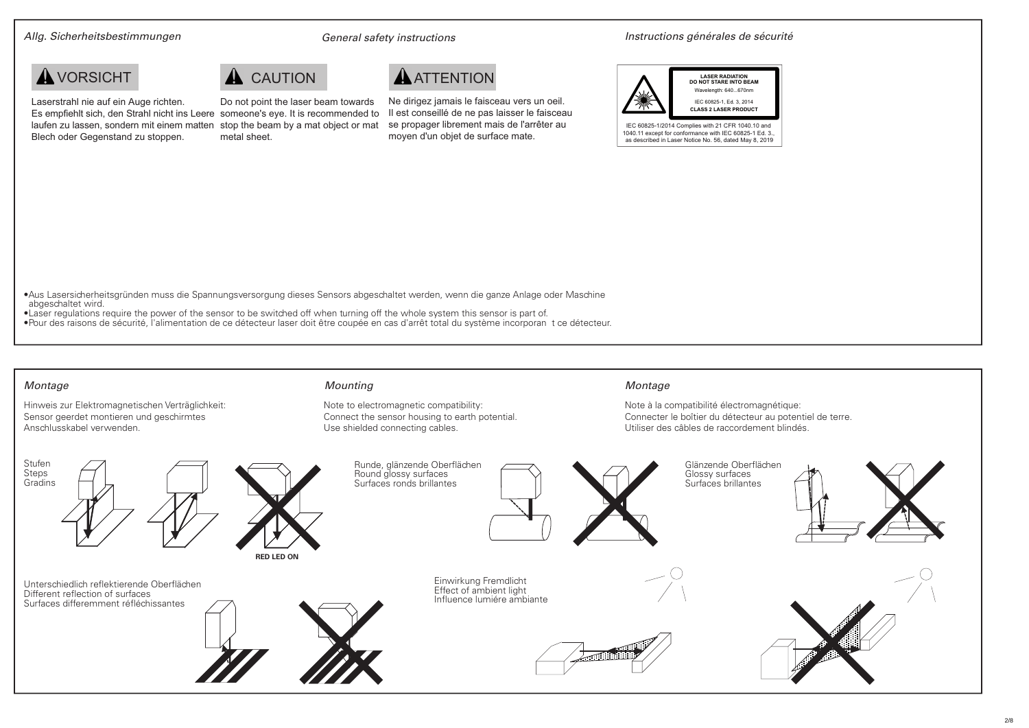*Allg. Sicherheitsbestimmungen*

*General safety instructions*

*Instructions générales de sécurité*

**VORSICHT**

Laserstrahl nie auf ein Auge richten.
Es empfiehlt sich, den Strahl nicht ins Leere laufen zu lassen, sondern mit einem matten Blech oder Gegenstand zu stoppen.

**CAUTION**

Do not point the laser beam towards someone's eye. It is recommended to stop the beam by a mat object or mat metal sheet.

**ATTENTION**

Ne dirigez jamais le faisceau vers un oeil. Il est conseillé de ne pas laisser le faisceau se propager librement mais de l'arrêter au moyen d'un objet de surface mate.

**LASER RADIATION**
**DO NOT STARE INTO BEAM**
Wavelength: 640...670nm
IEC 60825-1, Ed. 3, 2014
**CLASS 2 LASER PRODUCT**

IEC 60825-1/2014 Complies with 21 CFR 1040.10 and 1040.11 except for conformance with IEC 60825-1 Ed. 3., as described in Laser Notice No. 56, dated May 8, 2019

- Aus Lasersicherheitsgründen muss die Spannungsversorgung dieses Sensors abgeschaltet werden, wenn die ganze Anlage oder Maschine abgeschaltet wird.
- Laser regulations require the power of the sensor to be switched off when turning off the whole system this sensor is part of.
- Pour des raisons de sécurité, l'alimentation de ce détecteur laser doit être coupée en cas d'arrêt total du système incorporant ce détecteur.

*Montage*

Hinweis zur Elektromagnetischen Verträglichkeit:
Sensor geerdet montieren und geschirmtes Anschlusskabel verwenden.

*Mounting*

Note to electromagnetic compatibility:
Connect the sensor housing to earth potential.
Use shielded connecting cables.

*Montage*

Note à la compatibilité électromagnétique:
Connecter le boîtier du détecteur au potentiel de terre.
Utiliser des câbles de raccordement blindés.

Stufen
Steps
Gradins

**RED LED ON**

Runde, glänzende Oberflächen
Round glossy surfaces
Surfaces ronds brillantes

Glänzende Oberflächen
Glossy surfaces
Surfaces brillantes

Unterschiedlich reflektierende Oberflächen
Different reflection of surfaces
Surfaces differemment réfléchissantes

Einwirkung Fremdlicht
Effect of ambient light
Influence lumiére ambiante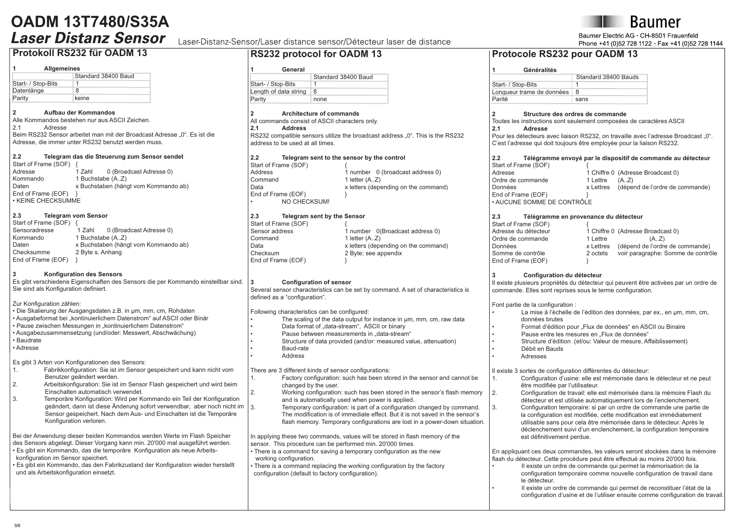# OADM 13T7480/S35A

## *Laser Distanz Sensor*

Laser-Distanz-Sensor/Laser distance sensor/Détecteur laser de distance

Baumer

Baumer Electric AG · CH-8501 Frauenfeld
Phone +41 (0)52 728 1122 · Fax +41 (0)52 728 1144

## Protokoll RS232 für OADM 13

### 1 Allgemeines

| | Standard 38400 Baud |
|---|---|
| Start- / Stop-Bits | 1 |
| Datenlänge | 8 |
| Parity | keine |

### 2 Aufbau der Kommandos

Alle Kommandos bestehen nur aus ASCII Zeichen.

2.1 Adresse

Beim RS232 Sensor arbeitet man mit der Broadcast Adresse „0". Es ist die Adresse, die immer unter RS232 benutzt werden muss.

**2.2 Telegram das die Steuerung zum Sensor sendet**

| | | |
|---|---|---|
| Start of Frame (SOF) | { | |
| Adresse | 1 Zahl | 0 (Broadcast Adresse 0) |
| Kommando | 1 Buchstabe (A..Z) | |
| Daten | x Buchstaben (hängt vom Kommando ab) | |
| End of Frame (EOF) | } | |

• KEINE CHECKSUMME

**2.3 Telegram vom Sensor**

| | | |
|---|---|---|
| Start of Frame (SOF) | { | |
| Sensoradresse | 1 Zahl | 0 (Broadcast Adresse 0) |
| Kommando | 1 Buchstabe (A..Z) | |
| Daten | x Buchstaben (hängt vom Kommando ab) | |
| Checksumme | 2 Byte s. Anhang | |
| End of Frame (EOF) | } | |

### 3 Konfiguration des Sensors

Es gibt verschiedene Eigenschaften des Sensors die per Kommando einstellbar sind. Sie sind als Konfiguration definiert.

Zur Konfiguration zählen:

- Die Skalierung der Ausgangsdaten z.B. in µm, mm, cm, Rohdaten
- Ausgabeformat bei „kontinuierlichem Datenstrom" auf ASCII oder Binär
- Pause zwischen Messungen in „kontinuierlichem Datenstrom"
- Ausgabezusammensetzung (und/oder: Messwert, Abschwächung)
- Baudrate
- Adresse

Es gibt 3 Arten von Konfigurationen des Sensors:

1. Fabrikkonfiguration: Sie ist im Sensor gespeichert und kann nicht vom Benutzer geändert werden.
2. Arbeitskonfiguration: Sie ist im Sensor Flash gespeichert und wird beim Einschalten automatisch verwendet.
3. Temporäre Konfiguration: Wird per Kommando ein Teil der Konfiguration geändert, dann ist diese Änderung sofort verwendbar, aber noch nicht im Sensor gespeichert. Nach dem Aus- und Einschalten ist die Temporäre Konfiguration verloren.

Bei der Anwendung dieser beiden Kommandos werden Werte im Flash Speicher des Sensors abgelegt. Dieser Vorgang kann min. 20'000 mal ausgeführt werden.

- Es gibt ein Kommando, das die temporäre Konfiguration als neue Arbeitskonfiguration im Sensor speichert.
- Es gibt ein Kommando, das den Fabrikzustand der Konfiguration wieder herstellt und als Arbeitskonfiguration einsetzt.

## RS232 protocol for OADM 13

### 1 General

| | Standard 38400 Baud |
|---|---|
| Start- / Stop-Bits | 1 |
| Length of data string | 8 |
| Parity | none |

### 2 Architecture of commands

All commands consist of ASCII characters only.

**2.1 Address**

RS232 compatible sensors utilize the broadcast address „0". This is the RS232 address to be used at all times.

**2.2 Telegram sent to the sensor by the control**

| | |
|---|---|
| Start of Frame (SOF) | { |
| Address | 1 number 0 (broadcast address 0) |
| Command | 1 letter (A..Z) |
| Data | x letters (depending on the command) |
| End of Frame (EOF) | } |

• NO CHECKSUM!

**2.3 Telegram sent by the Sensor**

| | |
|---|---|
| Start of Frame (SOF) | { |
| Sensor address | 1 number 0(Broadcast address 0) |
| Command | 1 letter (A..Z) |
| Data | x letters (depending on the command) |
| Checksum | 2 Byte; see appendix |
| End of Frame (EOF) | } |

### 3 Configuration of sensor

Several sensor characteristics can be set by command. A set of characteristics is defined as a "configuration".

Following characteristics can be configured:

- The scaling of the data output for instance in µm, mm, cm, raw data
- Data format of „data-stream", ASCII or binary
- Pause between measurements in „data-stream"
- Structure of data provided (and/or: measured value, attenuation)
- Baud-rate
- Address

There are 3 different kinds of sensor configurations:

1. Factory configuration: such has been stored in the sensor and cannot be changed by the user.
2. Working configuration: such has been stored in the sensor's flash memory and is automatically used when power is applied.
3. Temporary configuration: is part of a configuration changed by command. The modification is of immediate effect. But it is not saved in the sensor's flash memory. Temporary configurations are lost in a power-down situation.

In applying these two commands, values will be stored in flash memory of the sensor. This procedure can be performed min. 20'000 times

- There is a command for saving a temporary configuration as the new working configuration.
- There is a command replacing the working configuration by the factory configuration (default to factory configuration).

## Protocole RS232 pour OADM 13

### 1 Généralités

| | Standard 38400 Bauds |
|---|---|
| Start- / Stop-Bits | 1 |
| Longueur trame de données | 8 |
| Parité | sans |

### 2 Structure des ordres de commande

Toutes les instructions sont seulement composées de caractères ASCII

**2.1 Adresse**

Pour les détecteurs avec liaison RS232, on travaille avec l'adresse Broadcast „0". C'est l'adresse qui doit toujours être employée pour la liaison RS232.

**2.2 Télégramme envoyé par le dispositif de commande au détecteur**

| | | |
|---|---|---|
| Start of Frame (SOF) | { | |
| Adresse | 1 Chiffre 0 | (Adresse Broadcast 0) |
| Ordre de commande | 1 Lettre | (A..Z) |
| Données | x Lettres | (dépend de l'ordre de commande) |
| End of Frame (EOF) | } | |

• AUCUNE SOMME DE CONTRÔLE

**2.3 Télégramme en provenance du détecteur**

| | | |
|---|---|---|
| Start of Frame (SOF) | { | |
| Adresse du détecteur | 1 Chiffre 0 | (Adresse Broadcast 0) |
| Ordre de commande | 1 Lettre | (A..Z) |
| Données | x Lettres | (dépend de l'ordre de commande) |
| Somme de contrôle | 2 octets | voir paragraphe: Somme de contrôle |
| End of Frame (EOF) | } | |

### 3 Configuration du détecteur

Il existe plusieurs propriétés du détecteur qui peuvent être activées par un ordre de commande. Elles sont reprises sous le terme configuration.

Font partie de la configuration :

- La mise à l'échelle de l'édition des données, par ex., en µm, mm, cm, données brutes
- Format d'édition pour „Flux de données" en ASCII ou Binaire
- Pause entre les mesures en „Flux de données"
- Structure d'édition (et/ou: Valeur de mesure, Affaiblissement)
- Débit en Bauds
- Adresses

Il existe 3 sortes de configuration différentes du détecteur:

1. Configuration d'usine: elle est mémorisée dans le détecteur et ne peut être modifiée par l'utilisateur.
2. Configuration de travail: elle est mémorisée dans la mémoire Flash du détecteur et est utilisée automatiquement lors de l'enclenchement.
3. Configuration temporaire: si par un ordre de commande une partie de la configuration est modifiée, cette modification est immédiatement utilisable sans pour cela être mémorisée dans le détecteur. Après le déclenchement suivi d'un enclenchement, la configuration temporaire est définitivement perdue.

En appliquant ces deux commandes, les valeurs seront stockées dans la mémoire flash du détecteur. Cette procédure peut être effectué au moins 20'000 fois.

- Il existe un ordre de commande qui permet la mémorisation de la configuration temporaire comme nouvelle configuration de travail dans le détecteur.
- Il existe un ordre de commande qui permet de reconstituer l'état de la configuration d'usine et de l'utiliser ensuite comme configuration de travail.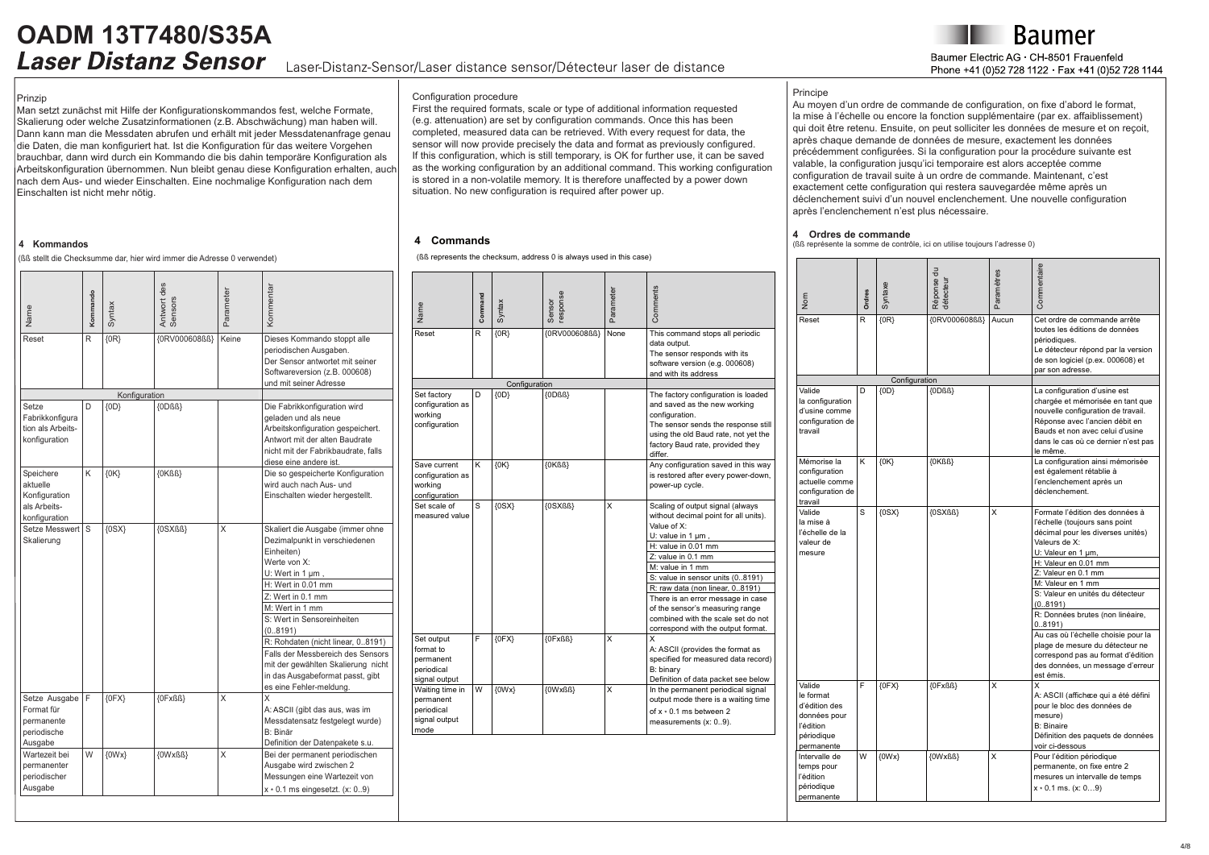# OADM 13T7480/S35A

## *Laser Distanz Sensor*

Laser-Distanz-Sensor/Laser distance sensor/Détecteur laser de distance

Baumer

Baumer Electric AG · CH-8501 Frauenfeld
Phone +41 (0)52 728 1122 · Fax +41 (0)52 728 1144

Prinzip

Man setzt zunächst mit Hilfe der Konfigurationskommandos fest, welche Formate, Skalierung oder welche Zusatzinformationen (z.B. Abschwächung) man haben will. Dann kann man die Messdaten abrufen und erhält mit jeder Messdatenanfrage genau die Daten, die man konfiguriert hat. Ist die Konfiguration für das weitere Vorgehen brauchbar, dann wird durch ein Kommando die bis dahin temporäre Konfiguration als Arbeitskonfiguration übernommen. Nun bleibt genau diese Konfiguration erhalten, auch nach dem Aus- und wieder Einschalten. Eine nochmalige Konfiguration nach dem Einschalten ist nicht mehr nötig.

### 4 Kommandos

(ßß stellt die Checksumme dar, hier wird immer die Adresse 0 verwendet)

| Name | Kommando | Syntax | Antwort des Sensors | Parameter | Kommentar |
|---|---|---|---|---|---|
| Reset | R | {0R} | {0RV000608ßß} | Keine | Dieses Kommando stoppt alle periodischen Ausgaben. Der Sensor antwortet mit seiner Softwareversion (z.B. 000608) und mit seiner Adresse |
| | | Konfiguration | | | |
| Setze Fabrikkonfiguration als Arbeitskonfiguration | D | {0D} | {0Dßß} | | Die Fabrikkonfiguration wird geladen und als neue Arbeitskonfiguration gespeichert. Antwort mit der alten Baudrate nicht mit der Fabrikbaudrate, falls diese eine andere ist. |
| Speichere aktuelle Konfiguration als Arbeitskonfiguration | K | {0K} | {0Kßß} | | Die so gespeicherte Konfiguration wird auch nach Aus- und Einschalten wieder hergestellt. |
| Setze Messwert Skalierung | S | {0SX} | {0SXßß} | X | Skaliert die Ausgabe (immer ohne Dezimalpunkt in verschiedenen Einheiten) Werte von X: U: Wert in 1 µm , H: Wert in 0.01 mm, Z: Wert in 0.1 mm, M: Wert in 1 mm, S: Wert in Sensoreinheiten (0..8191), R: Rohdaten (nicht linear, 0..8191). Falls der Messbereich des Sensors mit der gewählten Skalierung nicht in das Ausgabeformat passt, gibt es eine Fehler-meldung. |
| Setze Ausgabe Format für permanente periodische Ausgabe | F | {0FX} | {0Fxßß} | X | X A: ASCII (gibt das aus, was im Messdatensatz festgelegt wurde) B: Binär Definition der Datenpakete s.u. |
| Wartezeit bei permanenter periodischer Ausgabe | W | {0Wx} | {0Wxßß} | X | Bei der permanent periodischen Ausgabe wird zwischen 2 Messungen eine Wartezeit von x ∗ 0.1 ms eingesetzt. (x: 0..9) |

Configuration procedure

First the required formats, scale or type of additional information requested (e.g. attenuation) are set by configuration commands. Once this has been completed, measured data can be retrieved. With every request for data, the sensor will now provide precisely the data and format as previously configured. If this configuration, which is still temporary, is OK for further use, it can be saved as the working configuration by an additional command. This working configuration is stored in a non-volatile memory. It is therefore unaffected by a power down situation. No new configuration is required after power up.

### 4 Commands

(ßß represents the checksum, address 0 is always used in this case)

| Name | Command | Syntax | Sensor response | Parameter | Comments |
|---|---|---|---|---|---|
| Reset | R | {0R} | {0RV000608ßß} | None | This command stops all periodic data output. The sensor responds with its software version (e.g. 000608) and with its address |
| | | Configuration | | | |
| Set factory configuration as working configuration | D | {0D} | {0Dßß} | | The factory configuration is loaded and saved as the new working configuration. The sensor sends the response still using the old Baud rate, not yet the factory Baud rate, provided they differ. |
| Save current configuration as working configuration | K | {0K} | {0Kßß} | | Any configuration saved in this way is restored after every power-down, power-up cycle. |
| Set scale of measured value | S | {0SX} | {0SXßß} | X | Scaling of output signal (always without decimal point for all units). Value of X: U: value in 1 µm , H: value in 0.01 mm, Z: value in 0.1 mm, M: value in 1 mm, S: value in sensor units (0..8191), R: raw data (non linear, 0..8191). There is an error message in case of the sensor's measuring range combined with the scale set do not correspond with the output format. |
| Set output format to permanent periodical signal output | F | {0FX} | {0Fxßß} | X | X A: ASCII (provides the format as specified for measured data record) B: binary Definition of data packet see below |
| Waiting time in permanent periodical signal output mode | W | {0Wx} | {0Wxßß} | X | In the permanent periodical signal output mode there is a waiting time of x ∗ 0.1 ms between 2 measurements (x: 0..9). |

Principe

Au moyen d'un ordre de commande de configuration, on fixe d'abord le format, la mise à l'échelle ou encore la fonction supplémentaire (par ex. affaiblissement) qui doit être retenu. Ensuite, on peut solliciter les données de mesure et on reçoit, après chaque demande de données de mesure, exactement les données précédemment configurées. Si la configuration pour la procédure suivante est valable, la configuration jusqu'ici temporaire est alors acceptée comme configuration de travail suite à un ordre de commande. Maintenant, c'est exactement cette configuration qui restera sauvegardée même après un déclenchement suivi d'un nouvel enclenchement. Une nouvelle configuration après l'enclenchement n'est plus nécessaire.

### 4 Ordres de commande

(ßß représente la somme de contrôle, ici on utilise toujours l'adresse 0)

| Nom | Ordres | Syntaxe | Réponse du détecteur | Paramètres | Commentaire |
|---|---|---|---|---|---|
| Reset | R | {0R} | {0RV000608ßß} | Aucun | Cet ordre de commande arrête toutes les éditions de données périodiques. Le détecteur répond par la version de son logiciel (p.ex. 000608) et par son adresse. |
| | | Configuration | | | |
| Valide la configuration d'usine comme configuration de travail | D | {0D} | {0Dßß} | | La configuration d'usine est chargée et mémorisée en tant que nouvelle configuration de travail. Réponse avec l'ancien débit en Bauds et non avec celui d'usine dans le cas où ce dernier n'est pas le même. |
| Mémorise la configuration actuelle comme configuration de travail | K | {0K} | {0Kßß} | | La configuration ainsi mémorisée est également rétablie à l'enclenchement après un déclenchement. |
| Valide la mise à l'échelle de la valeur de mesure | S | {0SX} | {0SXßß} | X | Formate l'édition des données à l'échelle (toujours sans point décimal pour les diverses unités) Valeurs de X: U: Valeur en 1 µm, H: Valeur en 0.01 mm, Z: Valeur en 0.1 mm, M: Valeur en 1 mm, S: Valeur en unités du détecteur (0..8191), R: Données brutes (non linéaire, 0..8191). Au cas où l'échelle choisie pour la plage de mesure du détecteur ne correspond pas au format d'édition des données, un message d'erreur est émis. |
| Valide le format d'édition des données pour l'édition périodique permanente | F | {0FX} | {0Fxßß} | X | X A: ASCII (affichæe qui a été défini pour le bloc des données de mesure) B: Binaire Définition des paquets de données voir ci-dessous |
| Intervalle de temps pour l'édition périodique permanente | W | {0Wx} | {0Wxßß} | X | Pour l'édition périodique permanente, on fixe entre 2 mesures un intervalle de temps x ∗ 0.1 ms. (x: 0…9) |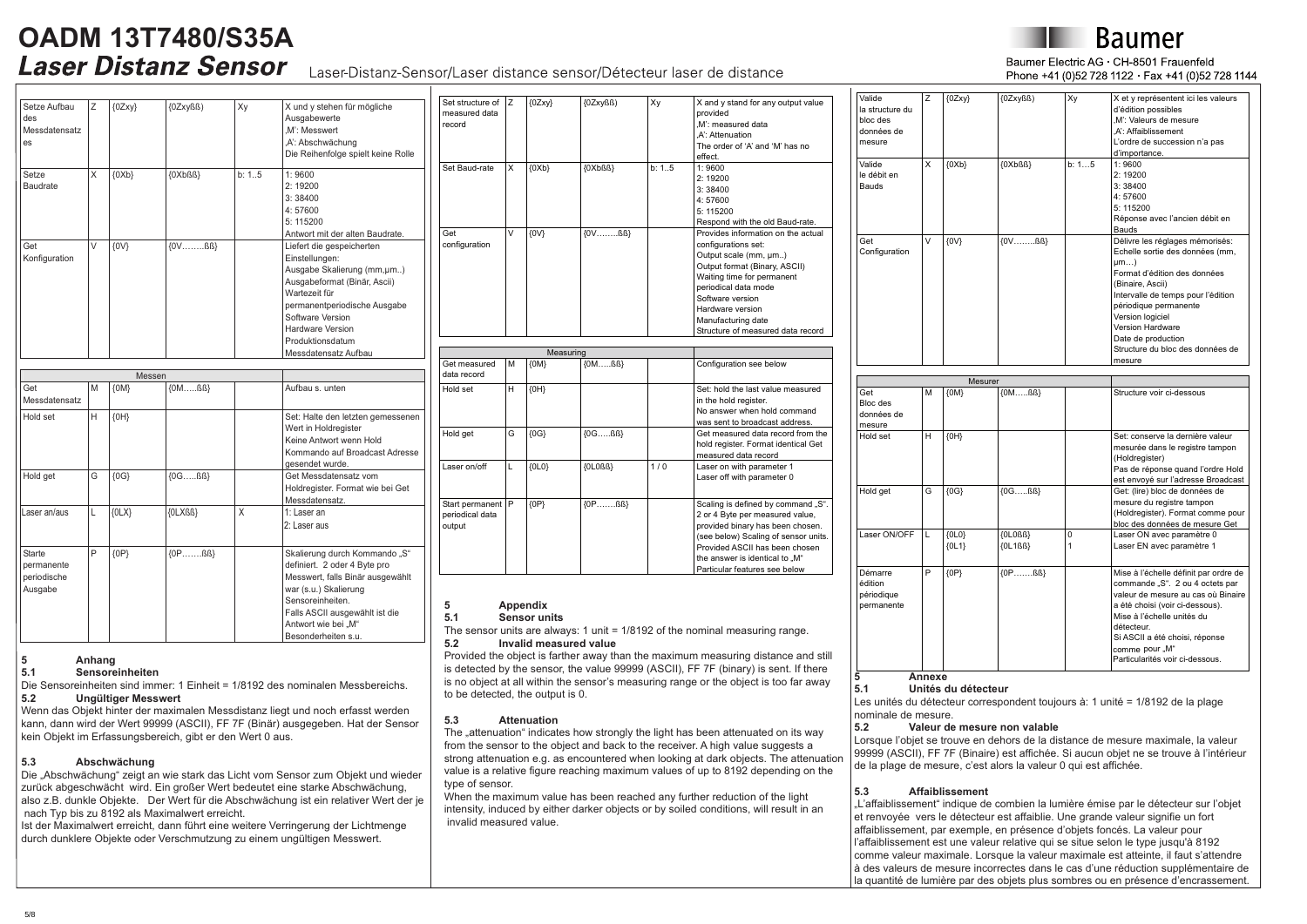# OADM 13T7480/S35A

## *Laser Distanz Sensor*

Laser-Distanz-Sensor/Laser distance sensor/Détecteur laser de distance

| | | | | | |
|---|---|---|---|---|---|
| Setze Aufbau des Messdatensatzes | Z | {0Zxy} | {0Zxyßß} | Xy | X und y stehen für mögliche Ausgabewerte ‚M': Messwert ‚A': Abschwächung Die Reihenfolge spielt keine Rolle |
| Setze Baudrate | X | {0Xb} | {0Xbßß} | b: 1..5 | 1: 9600 2: 19200 3: 38400 4: 57600 5: 115200 Antwort mit der alten Baudrate. |
| Get Konfiguration | V | {0V} | {0V……..ßß} | | Liefert die gespeicherten Einstellungen: Ausgabe Skalierung (mm,µm..) Ausgabeformat (Binär, Ascii) Wartezeit für permanentperiodische Ausgabe Software Version Hardware Version Produktionsdatum Messdatensatz Aufbau |

| Messen | | | | | |
|---|---|---|---|---|---|
| Get Messdatensatz | M | {0M} | {0M…..ßß} | | Aufbau s. unten |
| Hold set | H | {0H} | | | Set: Halte den letzten gemessenen Wert in Holdregister Keine Antwort wenn Hold Kommando auf Broadcast Adresse gesendet wurde. |
| Hold get | G | {0G} | {0G…..ßß} | | Get Messdatensatz vom Holdregister. Format wie bei Get Messdatensatz. |
| Laser an/aus | L | {0LX} | {0LXßß} | X | 1: Laser an 2: Laser aus |
| Starte permanente periodische Ausgabe | P | {0P} | {0P…….ßß} | | Skalierung durch Kommando „S" definiert. 2 oder 4 Byte pro Messwert, falls Binär ausgewählt war (s.u.) Skalierung Sensoreinheiten. Falls ASCII ausgewählt ist die Antwort wie bei „M" Besonderheiten s.u. |

### 5 Anhang

#### 5.1 Sensoreinheiten

Die Sensoreinheiten sind immer: 1 Einheit = 1/8192 des nominalen Messbereichs.

#### 5.2 Ungültiger Messwert

Wenn das Objekt hinter der maximalen Messdistanz liegt und noch erfasst werden kann, dann wird der Wert 99999 (ASCII), FF 7F (Binär) ausgegeben. Hat der Sensor kein Objekt im Erfassungsbereich, gibt er den Wert 0 aus.

#### 5.3 Abschwächung

Die „Abschwächung" zeigt an wie stark das Licht vom Sensor zum Objekt und wieder zurück abgeschwächt wird. Ein großer Wert bedeutet eine starke Abschwächung, also z.B. dunkle Objekte. Der Wert für die Abschwächung ist ein relativer Wert der je nach Typ bis zu 8192 als Maximalwert erreicht.

Ist der Maximalwert erreicht, dann führt eine weitere Verringerung der Lichtmenge durch dunklere Objekte oder Verschmutzung zu einem ungültigen Messwert.

| | | | | | |
|---|---|---|---|---|---|
| Set structure of measured data record | Z | {0Zxy} | {0Zxyßß} | Xy | X and y stand for any output value provided ‚M': measured data ‚A': Attenuation The order of 'A' and 'M' has no effect. |
| Set Baud-rate | X | {0Xb} | {0Xbßß} | b: 1..5 | 1: 9600 2: 19200 3: 38400 4: 57600 5: 115200 Respond with the old Baud-rate. |
| Get configuration | V | {0V} | {0V……..ßß} | | Provides information on the actual configurations set: Output scale (mm, µm..) Output format (Binary, ASCII) Waiting time for permanent periodical data mode Software version Hardware version Manufacturing date Structure of measured data record |

| Measuring | | | | | |
|---|---|---|---|---|---|
| Get measured data record | M | {0M} | {0M…..ßß} | | Configuration see below |
| Hold set | H | {0H} | | | Set: hold the last value measured in the hold register. No answer when hold command was sent to broadcast address. |
| Hold get | G | {0G} | {0G…..ßß} | | Get measured data record from the hold register. Format identical Get measured data record |
| Laser on/off | L | {0L0} | {0L0ßß} | 1 / 0 | Laser on with parameter 1 Laser off with parameter 0 |
| Start permanent periodical data output | P | {0P} | {0P…….ßß} | | Scaling is defined by command „S". 2 or 4 Byte per measured value, provided binary has been chosen. (see below) Scaling of sensor units. Provided ASCII has been chosen the answer is identical to „M" Particular features see below |

### 5 Appendix

#### 5.1 Sensor units

The sensor units are always: 1 unit = 1/8192 of the nominal measuring range.

#### 5.2 Invalid measured value

Provided the object is farther away than the maximum measuring distance and still is detected by the sensor, the value 99999 (ASCII), FF 7F (binary) is sent. If there is no object at all within the sensor's measuring range or the object is too far away to be detected, the output is 0.

#### 5.3 Attenuation

The „attenuation" indicates how strongly the light has been attenuated on its way from the sensor to the object and back to the receiver. A high value suggests a strong attenuation e.g. as encountered when looking at dark objects. The attenuation value is a relative figure reaching maximum values of up to 8192 depending on the type of sensor.

When the maximum value has been reached any further reduction of the light intensity, induced by either darker objects or by soiled conditions, will result in an invalid measured value.

| | | | | | |
|---|---|---|---|---|---|
| Valide la structure du bloc des données de mesure | Z | {0Zxy} | {0Zxyßß} | Xy | X et y représentent ici les valeurs d'édition possibles ‚M': Valeurs de mesure ‚A': Affaiblissement L'ordre de succession n'a pas d'importance. |
| Valide le débit en Bauds | X | {0Xb} | {0Xbßß} | b: 1….5 | 1: 9600 2: 19200 3: 38400 4: 57600 5: 115200 Réponse avec l'ancien débit en Bauds |
| Get Configuration | V | {0V} | {0V……..ßß} | | Délivre les réglages mémorisés: Echelle sortie des données (mm, µm…) Format d'édition des données (Binaire, Ascii) Intervalle de temps pour l'édition périodique permanente Version logiciel Version Hardware Date de production Structure du bloc des données de mesure |

| Mesurer | | | | | |
|---|---|---|---|---|---|
| Get Bloc des données de mesure | M | {0M} | {0M…..ßß} | | Structure voir ci-dessous |
| Hold set | H | {0H} | | | Set: conserve la dernière valeur mesurée dans le registre tampon (Holdregister) Pas de réponse quand l'ordre Hold est envoyé sur l'adresse Broadcast |
| Hold get | G | {0G} | {0G…..ßß} | | Get: (lire) bloc de données de mesure du registre tampon (Holdregister). Format comme pour bloc des données de mesure Get |
| Laser ON/OFF | L | {0L0} {0L1} | {0L0ßß} {0L1ßß} | 0 1 | Laser ON avec paramètre 0 Laser EN avec paramètre 1 |
| Démarre édition périodique permanente | P | {0P} | {0P…….ßß} | | Mise à l'échelle définit par ordre de commande „S". 2 ou 4 octets par valeur de mesure au cas où Binaire a été choisi (voir ci-dessous). Mise à l'échelle unités du détecteur. Si ASCII a été choisi, réponse comme pour „M" Particularités voir ci-dessous. |

### 5 Annexe

#### 5.1 Unités du détecteur

Les unités du détecteur correspondent toujours à: 1 unité = 1/8192 de la plage nominale de mesure.

#### 5.2 Valeur de mesure non valable

Lorsque l'objet se trouve en dehors de la distance de mesure maximale, la valeur 99999 (ASCII), FF 7F (Binaire) est affichée. Si aucun objet ne se trouve à l'intérieur de la plage de mesure, c'est alors la valeur 0 qui est affichée.

#### 5.3 Affaiblissement

„L'affaiblissement" indique de combien la lumière émise par le détecteur sur l'objet et renvoyée vers le détecteur est affaiblie. Une grande valeur signifie un fort affaiblissement, par exemple, en présence d'objets foncés. La valeur pour l'affaiblissement est une valeur relative qui se situe selon le type jusqu'à 8192 comme valeur maximale. Lorsque la valeur maximale est atteinte, il faut s'attendre à des valeurs de mesure incorrectes dans le cas d'une réduction supplémentaire de la quantité de lumière par des objets plus sombres ou en présence d'encrassement.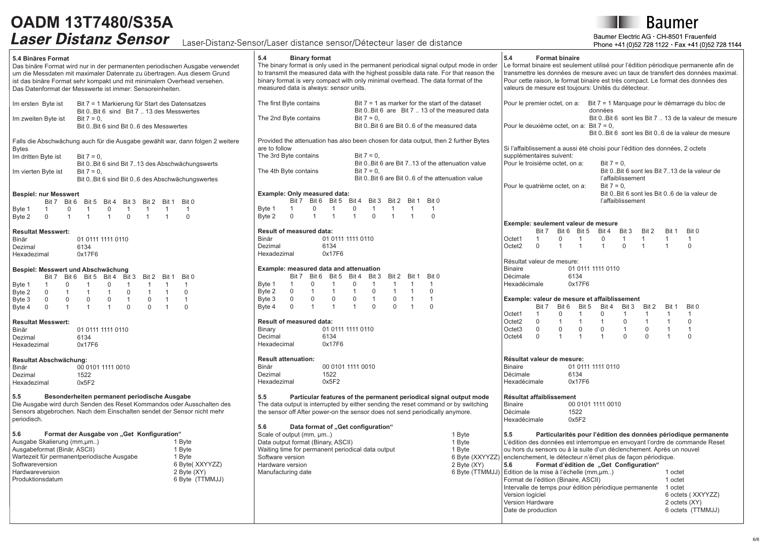# OADM 13T7480/S35A

## *Laser Distanz Sensor*

Laser-Distanz-Sensor/Laser distance sensor/Détecteur laser de distance

Baumer Electric AG · CH-8501 Frauenfeld
Phone +41 (0)52 728 1122 · Fax +41 (0)52 728 1144

### 5.4 Binäres Format

Das binäre Format wird nur in der permanenten periodischen Ausgabe verwendet um die Messdaten mit maximaler Datenrate zu übertragen. Aus diesem Grund ist das binäre Format sehr kompakt und mit minimalem Overhead versehen. Das Datenformat der Messwerte ist immer: Sensoreinheiten.

| | |
|---|---|
| Im ersten Byte ist | Bit 7 = 1 Markierung für Start des Datensatzes<br>Bit 0..Bit 6 sind Bit 7 .. 13 des Messwertes |
| Im zweiten Byte ist | Bit 7 = 0,<br>Bit 0..Bit 6 sind Bit 0..6 des Messwertes |

Falls die Abschwächung auch für die Ausgabe gewählt war, dann folgen 2 weitere Bytes

| | |
|---|---|
| Im dritten Byte ist | Bit 7 = 0,<br>Bit 0..Bit 6 sind Bit 7..13 des Abschwächungswerts |
| Im vierten Byte ist | Bit 7 = 0,<br>Bit 0..Bit 6 sind Bit 0..6 des Abschwächungswertes |

**Bespiel: nur Messwert**

| | Bit 7 | Bit 6 | Bit 5 | Bit 4 | Bit 3 | Bit 2 | Bit 1 | Bit 0 |
|---|---|---|---|---|---|---|---|---|
| Byte 1 | 1 | 0 | 1 | 0 | 1 | 1 | 1 | 1 |
| Byte 2 | 0 | 1 | 1 | 1 | 0 | 1 | 1 | 0 |

**Resultat Messwert:**

| | |
|---|---|
| Binär | 01 0111 1111 0110 |
| Dezimal | 6134 |
| Hexadezimal | 0x17F6 |

**Bespiel: Messwert und Abschwächung**

| | Bit 7 | Bit 6 | Bit 5 | Bit 4 | Bit 3 | Bit 2 | Bit 1 | Bit 0 |
|---|---|---|---|---|---|---|---|---|
| Byte 1 | 1 | 0 | 1 | 0 | 1 | 1 | 1 | 1 |
| Byte 2 | 0 | 1 | 1 | 1 | 0 | 1 | 1 | 0 |
| Byte 3 | 0 | 0 | 0 | 0 | 1 | 0 | 1 | 1 |
| Byte 4 | 0 | 1 | 1 | 1 | 0 | 0 | 1 | 0 |

**Resultat Messwert:**

| | |
|---|---|
| Binär | 01 0111 1111 0110 |
| Dezimal | 6134 |
| Hexadezimal | 0x17F6 |

**Resultat Abschwächung:**

| | |
|---|---|
| Binär | 00 0101 1111 0010 |
| Dezimal | 1522 |
| Hexadezimal | 0x5F2 |

### 5.5 Besonderheiten permanent periodische Ausgabe

Die Ausgabe wird durch Senden des Reset Kommandos oder Ausschalten des Sensors abgebrochen. Nach dem Einschalten sendet der Sensor nicht mehr periodisch.

### 5.6 Format der Ausgabe von „Get Konfiguration"

| | |
|---|---|
| Ausgabe Skalierung (mm,µm..) | 1 Byte |
| Ausgabeformat (Binär, ASCII) | 1 Byte |
| Wartezeit für permanentperiodische Ausgabe | 1 Byte |
| Softwareversion | 6 Byte( XXYYZZ) |
| Hardwareversion | 2 Byte (XY) |
| Produktionsdatum | 6 Byte (TTMMJJ) |

### 5.4 Binary format

The binary format is only used in the permanent periodical signal output mode in order to transmit the measured data with the highest possible data rate. For that reason the binary format is very compact with only minimal overhead. The data format of the measured data is always: sensor units.

| | |
|---|---|
| The first Byte contains | Bit 7 = 1 as marker for the start of the dataset<br>Bit 0..Bit 6 are Bit 7 .. 13 of the measured data |
| The 2nd Byte contains | Bit 7 = 0,<br>Bit 0..Bit 6 are Bit 0..6 of the measured data |

Provided the attenuation has also been chosen for data output, then 2 further Bytes are to follow

| | |
|---|---|
| The 3rd Byte contains | Bit 7 = 0,<br>Bit 0..Bit 6 are Bit 7..13 of the attenuation value |
| The 4th Byte contains | Bit 7 = 0,<br>Bit 0..Bit 6 are Bit 0..6 of the attenuation value |

**Example: Only measured data:**

| | Bit 7 | Bit 6 | Bit 5 | Bit 4 | Bit 3 | Bit 2 | Bit 1 | Bit 0 |
|---|---|---|---|---|---|---|---|---|
| Byte 1 | 1 | 0 | 1 | 0 | 1 | 1 | 1 | 1 |
| Byte 2 | 0 | 1 | 1 | 1 | 0 | 1 | 1 | 0 |

**Result of measured data:**

| | |
|---|---|
| Binär | 01 0111 1111 0110 |
| Dezimal | 6134 |
| Hexadezimal | 0x17F6 |

**Example: measured data and attenuation**

| | Bit 7 | Bit 6 | Bit 5 | Bit 4 | Bit 3 | Bit 2 | Bit 1 | Bit 0 |
|---|---|---|---|---|---|---|---|---|
| Byte 1 | 1 | 0 | 1 | 0 | 1 | 1 | 1 | 1 |
| Byte 2 | 0 | 1 | 1 | 1 | 0 | 1 | 1 | 0 |
| Byte 3 | 0 | 0 | 0 | 0 | 1 | 0 | 1 | 1 |
| Byte 4 | 0 | 1 | 1 | 1 | 0 | 0 | 1 | 0 |

**Result of measured data:**

| | |
|---|---|
| Binary | 01 0111 1111 0110 |
| Decimal | 6134 |
| Hexadecimal | 0x17F6 |

**Result attenuation:**

| | |
|---|---|
| Binär | 00 0101 1111 0010 |
| Dezimal | 1522 |
| Hexadezimal | 0x5F2 |

### 5.5 Particular features of the permanent periodical signal output mode

The data output is interrupted by either sending the reset command or by switching the sensor off After power-on the sensor does not send periodically anymore.

### 5.6 Data format of „Get configuration"

| | |
|---|---|
| Scale of output (mm, µm..) | 1 Byte |
| Data output format (Binary, ASCII) | 1 Byte |
| Waiting time for permanent periodical data output | 1 Byte |
| Software version | 6 Byte (XXYYZZ) |
| Hardware version | 2 Byte (XY) |
| Manufacturing date | 6 Byte (TTMMJJ) |

### 5.4 Format binaire

Le format binaire est seulement utilisé pour l'édition périodique permanente afin de transmettre les données de mesure avec un taux de transfert des données maximal. Pour cette raison, le format binaire est très compact. Le format des données des valeurs de mesure est toujours: Unités du détecteur.

| | |
|---|---|
| Pour le premier octet, on a: | Bit 7 = 1 Marquage pour le démarrage du bloc de données<br>Bit 0..Bit 6 sont les Bit 7 .. 13 de la valeur de mesure |
| Pour le deuxième octet, on a: | Bit 7 = 0,<br>Bit 0..Bit 6 sont les Bit 0..6 de la valeur de mesure |

Si l'affaiblissement a aussi été choisi pour l'édition des données, 2 octets supplémentaires suivent:

| | |
|---|---|
| Pour le troisième octet, on a: | Bit 7 = 0,<br>Bit 0..Bit 6 sont les Bit 7..13 de la valeur de l'affaiblissement |
| Pour le quatrième octet, on a: | Bit 7 = 0,<br>Bit 0..Bit 6 sont les Bit 0..6 de la valeur de l'affaiblissement |

**Exemple: seulement valeur de mesure**

| | Bit 7 | Bit 6 | Bit 5 | Bit 4 | Bit 3 | Bit 2 | Bit 1 | Bit 0 |
|---|---|---|---|---|---|---|---|---|
| Octet1 | 1 | 0 | 1 | 0 | 1 | 1 | 1 | 1 |
| Octet2 | 0 | 1 | 1 | 1 | 0 | 1 | 1 | 0 |

Résultat valeur de mesure:

| | |
|---|---|
| Binaire | 01 0111 1111 0110 |
| Décimale | 6134 |
| Hexadécimale | 0x17F6 |

**Exemple: valeur de mesure et affaiblissement**

| | Bit 7 | Bit 6 | Bit 5 | Bit 4 | Bit 3 | Bit 2 | Bit 1 | Bit 0 |
|---|---|---|---|---|---|---|---|---|
| Octet1 | 1 | 0 | 1 | 0 | 1 | 1 | 1 | 1 |
| Octet2 | 0 | 1 | 1 | 1 | 0 | 1 | 1 | 0 |
| Octet3 | 0 | 0 | 0 | 0 | 1 | 0 | 1 | 1 |
| Octet4 | 0 | 1 | 1 | 1 | 0 | 0 | 1 | 0 |

**Résultat valeur de mesure:**

| | |
|---|---|
| Binaire | 01 0111 1111 0110 |
| Décimale | 6134 |
| Hexadécimale | 0x17F6 |

**Résultat affaiblissement**

| | |
|---|---|
| Binaire | 00 0101 1111 0010 |
| Décimale | 1522 |
| Hexadécimale | 0x5F2 |

### 5.5 Particularités pour l'édition des données périodique permanente

L'édition des données est interrompue en envoyant l'ordre de commande Reset ou hors du sensors ou à la suite d'un déclenchement. Après un nouvel enclenchement, le détecteur n'émet plus de façon périodique.

### 5.6 Format d'édition de „Get Configuration"

| | |
|---|---|
| Edition de la mise à l'échelle (mm,µm..) | 1 octet |
| Format de l'édition (Binaire, ASCII) | 1 octet |
| Intervalle de temps pour édition périodique permanente | 1 octet |
| Version logiciel | 6 octets ( XXYYZZ) |
| Version Hardware | 2 octets (XY) |
| Date de production | 6 octets (TTMMJJ) |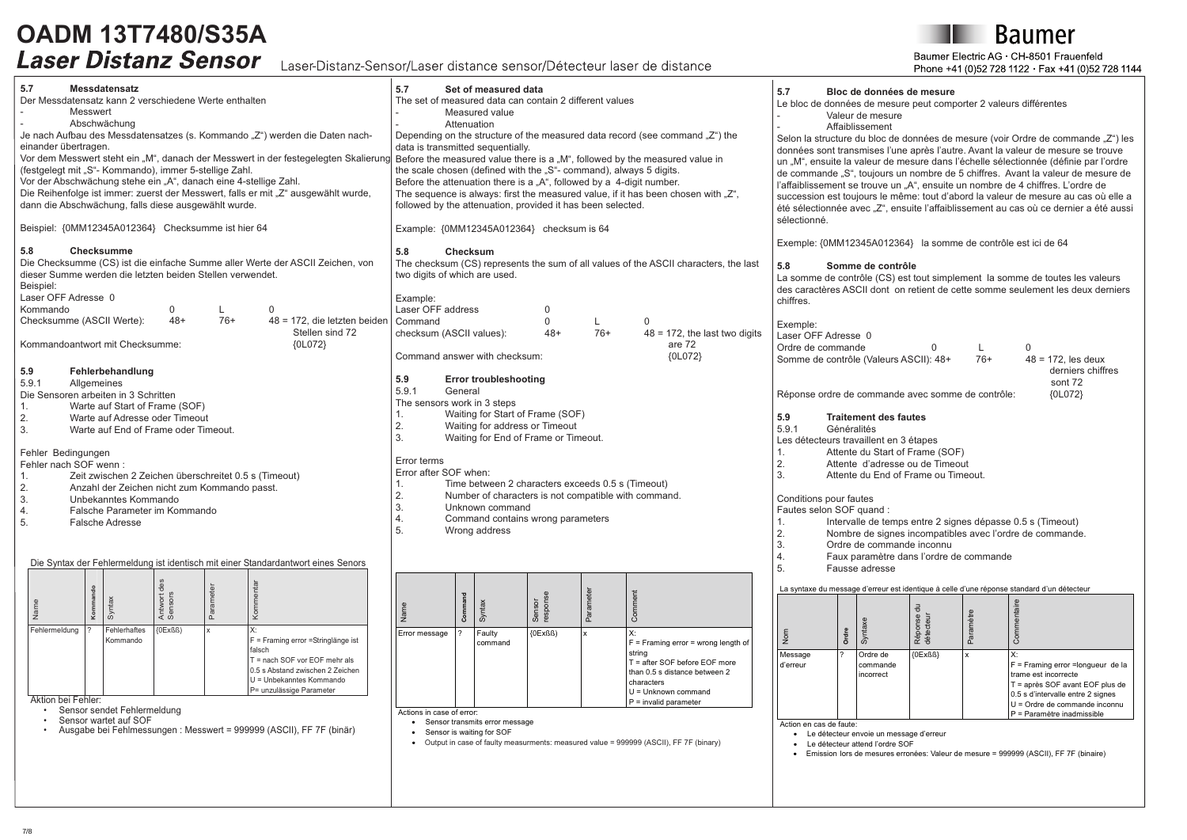# OADM 13T7480/S35A

## *Laser Distanz Sensor*

Laser-Distanz-Sensor/Laser distance sensor/Détecteur laser de distance

Baumer

Baumer Electric AG · CH-8501 Frauenfeld
Phone +41 (0)52 728 1122 · Fax +41 (0)52 728 1144

### 5.7 Messdatensatz

Der Messdatensatz kann 2 verschiedene Werte enthalten

- Messwert
- Abschwächung

Je nach Aufbau des Messdatensatzes (s. Kommando „Z") werden die Daten nacheinander übertragen.
Vor dem Messwert steht ein „M", danach der Messwert in der festegelegten Skalierung (festgelegt mit „S"- Kommando), immer 5-stellige Zahl.
Vor der Abschwächung stehe ein „A", danach eine 4-stellige Zahl.
Die Reihenfolge ist immer: zuerst der Messwert, falls er mit „Z" ausgewählt wurde, dann die Abschwächung, falls diese ausgewählt wurde.

Beispiel: {0MM12345A012364} Checksumme ist hier 64

### 5.8 Checksumme

Die Checksumme (CS) ist die einfache Summe aller Werte der ASCII Zeichen, von dieser Summe werden die letzten beiden Stellen verwendet.
Beispiel:
Laser OFF Adresse 0

| | | | |
|---|---|---|---|
| Kommando | 0 | L | 0 |
| Checksumme (ASCII Werte): | 48+ | 76+ | 48 = 172, die letzten beiden Stellen sind 72 |
| Kommandoantwort mit Checksumme: | | | {0L072} |

### 5.9 Fehlerbehandlung

5.9.1 Allgemeines

Die Sensoren arbeiten in 3 Schritten

1. Warte auf Start of Frame (SOF)
2. Warte auf Adresse oder Timeout
3. Warte auf End of Frame oder Timeout.

Fehler Bedingungen
Fehler nach SOF wenn :

1. Zeit zwischen 2 Zeichen überschreitet 0.5 s (Timeout)
2. Anzahl der Zeichen nicht zum Kommando passt.
3. Unbekanntes Kommando
4. Falsche Parameter im Kommando
5. Falsche Adresse

Die Syntax der Fehlermeldung ist identisch mit einer Standardantwort eines Senors

| Name | Kommando | Syntax | Antwort des Sensors | Parameter | Kommentar |
|---|---|---|---|---|---|
| Fehlermeldung | ? | Fehlerhaftes Kommando | {0Exßß} | x | X:<br>F = Framing error =Stringlänge ist falsch<br>T = nach SOF vor EOF mehr als 0.5 s Abstand zwischen 2 Zeichen<br>U = Unbekanntes Kommando<br>P= unzulässige Parameter |

Aktion bei Fehler:

- Sensor sendet Fehlermeldung
- Sensor wartet auf SOF
- Ausgabe bei Fehlmessungen : Messwert = 999999 (ASCII), FF 7F (binär)

### 5.7 Set of measured data

The set of measured data can contain 2 different values

- Measured value
- Attenuation

Depending on the structure of the measured data record (see command „Z") the data is transmitted sequentially.
Before the measured value there is a „M", followed by the measured value in the scale chosen (defined with the „S"- command), always 5 digits.
Before the attenuation there is a „A", followed by a 4-digit number.
The sequence is always: first the measured value, if it has been chosen with „Z", followed by the attenuation, provided it has been selected.

Example: {0MM12345A012364} checksum is 64

### 5.8 Checksum

The checksum (CS) represents the sum of all values of the ASCII characters, the last two digits of which are used.

Example:

| | | | |
|---|---|---|---|
| Laser OFF address | 0 | | |
| Command | 0 | L | 0 |
| checksum (ASCII values): | 48+ | 76+ | 48 = 172, the last two digits are 72 |
| Command answer with checksum: | | | {0L072} |

### 5.9 Error troubleshooting

5.9.1 General

The sensors work in 3 steps

1. Waiting for Start of Frame (SOF)
2. Waiting for address or Timeout
3. Waiting for End of Frame or Timeout.

Error terms
Error after SOF when:

1. Time between 2 characters exceeds 0.5 s (Timeout)
2. Number of characters is not compatible with command.
3. Unknown command
4. Command contains wrong parameters
5. Wrong address

| Name | Command | Syntax | Sensor response | Parameter | Comment |
|---|---|---|---|---|---|
| Error message | ? | Faulty command | {0Exßß} | x | X:<br>F = Framing error = wrong length of string<br>T = after SOF before EOF more than 0.5 s distance between 2 characters<br>U = Unknown command<br>P = invalid parameter |

Actions in case of error:

- Sensor transmits error message
- Sensor is waiting for SOF
- Output in case of faulty measurments: measured value = 999999 (ASCII), FF 7F (binary)

### 5.7 Bloc de données de mesure

Le bloc de données de mesure peut comporter 2 valeurs différentes

- Valeur de mesure
- Affaiblissement

Selon la structure du bloc de données de mesure (voir Ordre de commande „Z") les données sont transmises l'une après l'autre. Avant la valeur de mesure se trouve un „M", ensuite la valeur de mesure dans l'échelle sélectionnée (définie par l'ordre de commande „S", toujours un nombre de 5 chiffres. Avant la valeur de mesure de l'affaiblissement se trouve un „A", ensuite un nombre de 4 chiffres. L'ordre de succession est toujours le même: tout d'abord la valeur de mesure au cas où elle a été sélectionnée avec „Z", ensuite l'affaiblissement au cas où ce dernier a été aussi sélectionné.

Exemple: {0MM12345A012364} la somme de contrôle est ici de 64

### 5.8 Somme de contrôle

La somme de contrôle (CS) est tout simplement la somme de toutes les valeurs des caractères ASCII dont on retient de cette somme seulement les deux derniers chiffres.

Exemple:
Laser OFF Adresse 0

| | | | |
|---|---|---|---|
| Ordre de commande | 0 | L | 0 |
| Somme de contrôle (Valeurs ASCII): | 48+ | 76+ | 48 = 172, les deux derniers chiffres sont 72 |
| Réponse ordre de commande avec somme de contrôle: | | | {0L072} |

### 5.9 Traitement des fautes

5.9.1 Généralités

Les détecteurs travaillent en 3 étapes

1. Attente du Start of Frame (SOF)
2. Attente d'adresse ou de Timeout
3. Attente du End of Frame ou Timeout.

Conditions pour fautes
Fautes selon SOF quand :

1. Intervalle de temps entre 2 signes dépasse 0.5 s (Timeout)
2. Nombre de signes incompatibles avec l'ordre de commande.
3. Ordre de commande inconnu
4. Faux paramètre dans l'ordre de commande
5. Fausse adresse

La syntaxe du message d'erreur est identique à celle d'une réponse standard d'un détecteur

| Nom | Ordre | Syntaxe | Réponse du détecteur | Paramètre | Commentaire |
|---|---|---|---|---|---|
| Message d'erreur | ? | Ordre de commande incorrect | {0Exßß} | x | X:<br>F = Framing error =longueur de la trame est incorrecte<br>T = après SOF avant EOF plus de 0.5 s d'intervalle entre 2 signes<br>U = Ordre de commande inconnu<br>P = Paramètre inadmissible |

Action en cas de faute:

- Le détecteur envoie un message d'erreur
- Le détecteur attend l'ordre SOF
- Emission lors de mesures erronées: Valeur de mesure = 999999 (ASCII), FF 7F (binaire)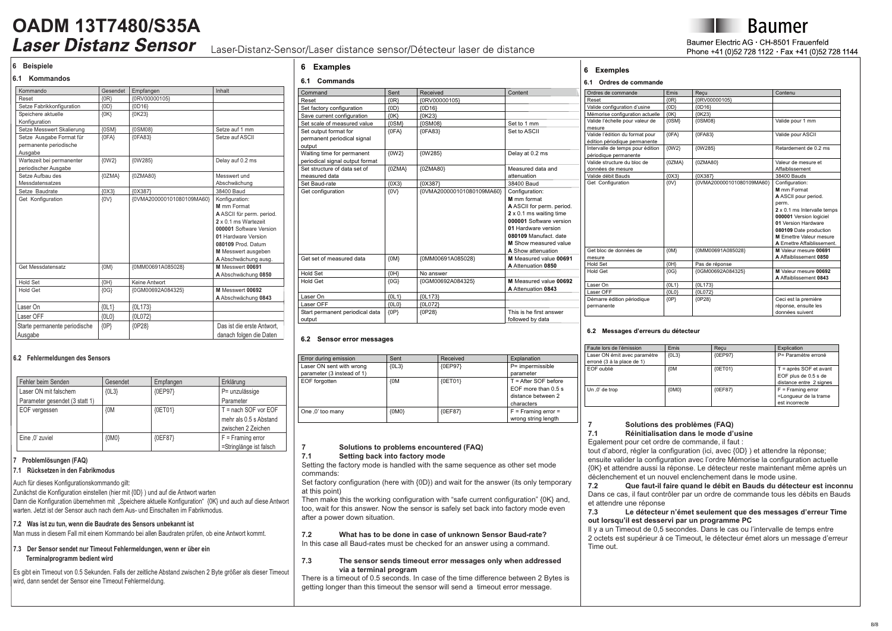# OADM 13T7480/S35A

## Laser Distanz Sensor

Laser-Distanz-Sensor/Laser distance sensor/Détecteur laser de distance

Baumer Electric AG · CH-8501 Frauenfeld
Phone +41 (0)52 728 1122 · Fax +41 (0)52 728 1144

## 6 Beispiele

### 6.1 Kommandos

| Kommando | Gesendet | Empfangen | Inhalt |
|---|---|---|---|
| Reset | {0R} | {0RV00000105} | |
| Setze Fabrikkonfiguration | {0D} | {0D16} | |
| Speichere aktuelle Konfiguration | {0K} | {0K23} | |
| Setze Messwert Skalierung | {0SM} | {0SM08} | Setze auf 1 mm |
| Setze Ausgabe Format für permanente periodische Ausgabe | {0FA} | {0FA83} | Setze auf ASCII |
| Wartezeit bei permanenter periodischer Ausgabe | {0W2} | {0W285} | Delay auf 0.2 ms |
| Setze Aufbau des Messdatensatzes | {0ZMA} | {0ZMA80} | Messwert und Abschwächung |
| Setze Baudrate | {0X3} | {0X387} | 38400 Baud |
| Get Konfiguration | {0V} | {0VMA200000101080109MA60} | Konfiguration: **M** mm Format **A** ASCII für perm. period. **2** x 0.1 ms Wartezeit **000001** Software Version **01** Hardware Version **080109** Prod. Datum **M** Messwert ausgeben **A** Abschwächung ausg. |
| Get Messdatensatz | {0M} | {0MM00691A085028} | **M** Messwert **00691** **A** Abschwächung **0850** |
| Hold Set | {0H} | Keine Antwort | |
| Hold Get | {0G} | {0GM00692A084325} | **M** Messwert **00692** **A** Abschwächung **0843** |
| Laser On | {0L1} | {0L173} | |
| Laser OFF | {0L0} | {0L072} | |
| Starte permanente periodische Ausgabe | {0P} | {0P28} | Das ist die erste Antwort, danach folgen die Daten |

### 6.2 Fehlermeldungen des Sensors

| Fehler beim Senden | Gesendet | Empfangen | Erklärung |
|---|---|---|---|
| Laser ON mit falschem Parameter gesendet (3 statt 1) | {0L3} | {0EP97} | P= unzulässige Parameter |
| EOF vergessen | {0M | {0ET01} | T = nach SOF vor EOF mehr als 0.5 s Abstand zwischen 2 Zeichen |
| Eine ‚0' zuviel | {0M0} | {0EF87} | F = Framing error =Stringlänge ist falsch |

## 7 Problemlösungen (FAQ)

### 7.1 Rücksetzen in den Fabrikmodus

Auch für dieses Konfigurationskommando gilt:

Zunächst die Konfiguration einstellen (hier mit {0D} ) und auf die Antwort warten

Dann die Konfiguration übernehmen mit „Speichere aktuelle Konfiguration" {0K} und auch auf diese Antwort warten. Jetzt ist der Sensor auch nach dem Aus- und Einschalten im Fabrikmodus.

### 7.2 Was ist zu tun, wenn die Baudrate des Sensors unbekannt ist

Man muss in diesem Fall mit einem Kommando bei allen Baudraten prüfen, ob eine Antwort kommt.

### 7.3 Der Sensor sendet nur Timeout Fehlermeldungen, wenn er über ein Terminalprogramm bedient wird

Es gibt ein Timeout von 0.5 Sekunden. Falls der zeitliche Abstand zwischen 2 Byte größer als dieser Timeout wird, dann sendet der Sensor eine Timeout Fehlermeldung.

## 6 Examples

### 6.1 Commands

| Command | Sent | Received | Content |
|---|---|---|---|
| Reset | {0R} | {0RV00000105} | |
| Set factory configuration | {0D} | {0D16} | |
| Save current configuration | {0K} | {0K23} | |
| Set scale of measured value | {0SM} | {0SM08} | Set to 1 mm |
| Set output format for permanent periodical signal output | {0FA} | {0FA83} | Set to ASCII |
| Waiting time for permanent periodical signal output format | {0W2} | {0W285} | Delay at 0.2 ms |
| Set structure of data set of measured data | {0ZMA} | {0ZMA80} | Measured data and attenuation |
| Set Baud-rate | {0X3} | {0X387} | 38400 Baud |
| Get configuration | {0V} | {0VMA200000101080109MA60} | Configuration: **M** mm format **A** ASCII for perm. period. **2** x 0.1 ms waiting time **000001** Software version **01** Hardware version **080109** Manufact. date **M** Show measured value **A** Show attenuation |
| Get set of measured data | {0M} | {0MM00691A085028} | **M** Measured value **00691** **A** Attenuation **0850** |
| Hold Set | {0H} | No answer | |
| Hold Get | {0G} | {0GM00692A084325} | **M** Measured value **00692** **A** Attenuation **0843** |
| Laser On | {0L1} | {0L173} | |
| Laser OFF | {0L0} | {0L072} | |
| Start permanent periodical data output | {0P} | {0P28} | This is he first answer followed by data |

### 6.2 Sensor error messages

| Error during emission | Sent | Received | Explanation |
|---|---|---|---|
| Laser ON sent with wrong parameter (3 instead of 1) | {0L3} | {0EP97} | P= impermissible parameter |
| EOF forgotten | {0M | {0ET01} | T = After SOF before EOF more than 0.5 s distance between 2 characters |
| One ‚0' too many | {0M0} | {0EF87} | F = Framing error = wrong string length |

## 7 Solutions to problems encountered (FAQ)

### 7.1 Setting back into factory mode

Setting the factory mode is handled with the same sequence as other set mode commands:

Set factory configuration (here with {0D}) and wait for the answer (its only temporary at this point)

Then make this the working configuration with "safe current configuration" {0K} and, too, wait for this answer. Now the sensor is safely set back into factory mode even after a power down situation.

### 7.2 What has to be done in case of unknown Sensor Baud-rate?

In this case all Baud-rates must be checked for an answer using a command.

### 7.3 The sensor sends timeout error messages only when addressed via a terminal program

There is a timeout of 0.5 seconds. In case of the time difference between 2 Bytes is getting longer than this timeout the sensor will send a timeout error message.

## 6 Exemples

### 6.1 Ordres de commande

| Ordres de commande | Emis | Reçu | Contenu |
|---|---|---|---|
| Reset | {0R} | {0RV00000105} | |
| Valide configuration d'usine | {0D} | {0D16} | |
| Mémorise configuration actuelle | {0K} | {0K23} | |
| Valide l'échelle pour valeur de mesure | {0SM} | {0SM08} | Valide pour 1 mm |
| Valide l'édition du format pour édition périodique permanente | {0FA} | {0FA83} | Valide pour ASCII |
| Intervalle de temps pour édition périodique permanente | {0W2} | {0W285} | Retardement de 0.2 ms |
| Valide structure du bloc de données de mesure | {0ZMA} | {0ZMA80} | Valeur de mesure et Affaiblissement |
| Valide débit Bauds | {0X3} | {0X387} | 38400 Bauds |
| Get Configuration | {0V} | {0VMA200000101080109MA60} | Configuration: **M** mm Format **A** ASCII pour period. perm. **2** x 0.1 ms Intervalle temps **000001** Version logiciel **01** Version Hardware **080109** Date production **M** Emettre Valeur mesure **A** Emettre Affaiblissement. |
| Get bloc de données de mesure | {0M} | {0MM00691A085028} | **M** Valeur mesure **00691** **A** Affaiblissement **0850** |
| Hold Set | {0H} | Pas de réponse | |
| Hold Get | {0G} | {0GM00692A084325} | **M** Valeur mesure **00692** **A** Affaiblissement **0843** |
| Laser On | {0L1} | {0L173} | |
| Laser OFF | {0L0} | {0L072} | |
| Démarre édition périodique permanente | {0P} | {0P28} | Ceci est la première réponse, ensuite les données suivent |

### 6.2 Messages d'erreurs du détecteur

| Faute lors de l'émission | Emis | Reçu | Explication |
|---|---|---|---|
| Laser ON émit avec paramètre erroné (3 à la place de 1) | {0L3} | {0EP97} | P= Paramètre erroné |
| EOF oublié | {0M | {0ET01} | T = après SOF et avant EOF plus de 0.5 s de distance entre 2 signes |
| Un ‚0' de trop | {0M0} | {0EF87} | F = Framing error =Longueur de la trame est incorrecte |

## 7 Solutions des problèmes (FAQ)

### 7.1 Réinitialisation dans le mode d'usine

Egalement pour cet ordre de commande, il faut :

tout d'abord, régler la configuration (ici, avec {0D} ) et attendre la réponse; ensuite valider la configuration avec l'ordre Mémorise la configuration actuelle {0K} et attendre aussi la réponse. Le détecteur reste maintenant même après un déclenchement et un nouvel enclenchement dans le mode usine.

### 7.2 Que faut-il faire quand le débit en Bauds du détecteur est inconnu

Dans ce cas, il faut contrôler par un ordre de commande tous les débits en Bauds et attendre une réponse

### 7.3 Le détecteur n'émet seulement que des messages d'erreur Time out lorsqu'il est desservi par un programme PC

Il y a un Timeout de 0,5 secondes. Dans le cas ou l'intervalle de temps entre 2 octets est supérieur à ce Timeout, le détecteur émet alors un message d'erreur Time out.